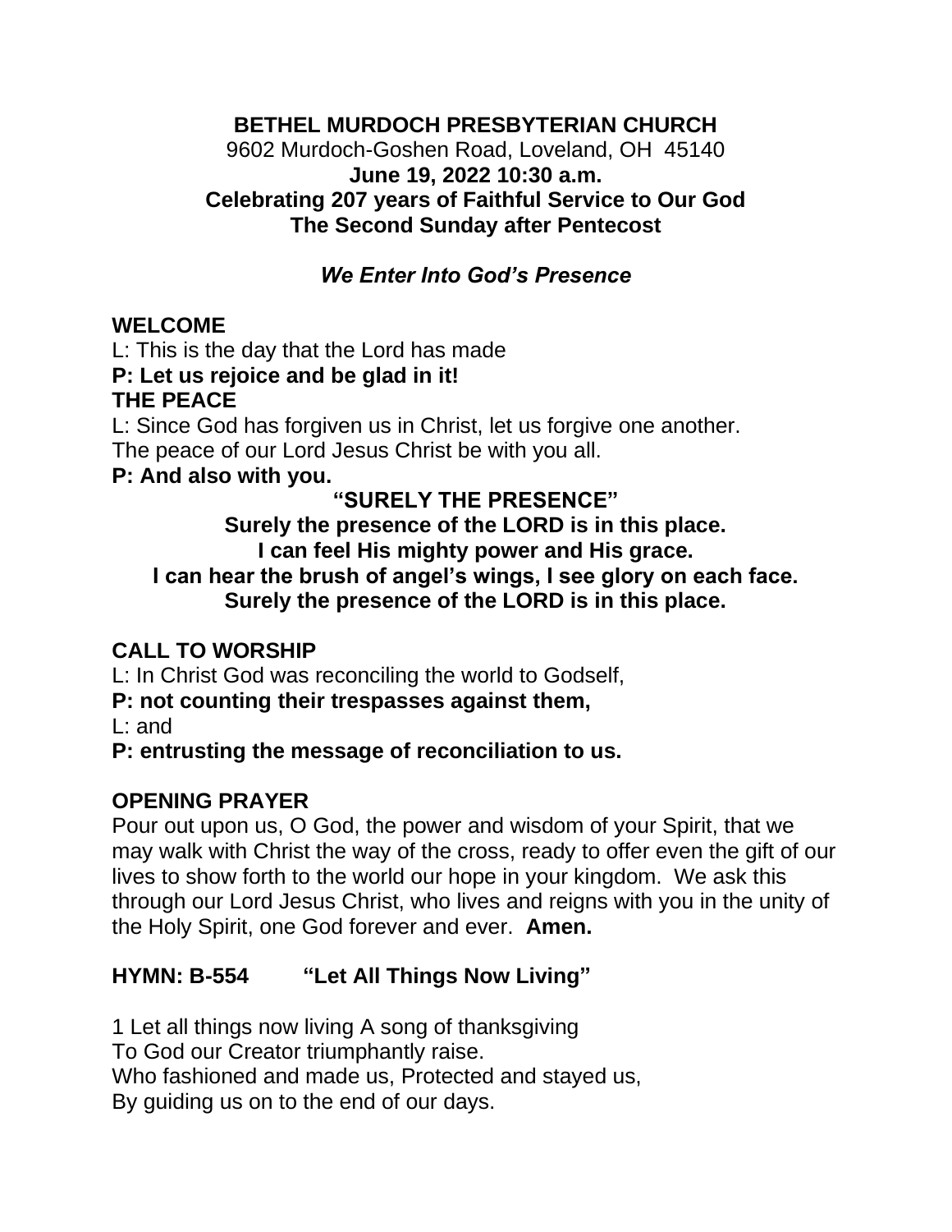**BETHEL MURDOCH PRESBYTERIAN CHURCH**
9602 Murdoch-Goshen Road, Loveland, OH 45140
**June 19, 2022 10:30 a.m.**
**Celebrating 207 years of Faithful Service to Our God**
**The Second Sunday after Pentecost**

***We Enter Into God's Presence***

**WELCOME**
L: This is the day that the Lord has made
**P: Let us rejoice and be glad in it!**

**THE PEACE**
L: Since God has forgiven us in Christ, let us forgive one another.
The peace of our Lord Jesus Christ be with you all.
**P: And also with you.**

**"SURELY THE PRESENCE"**
**Surely the presence of the LORD is in this place.**
**I can feel His mighty power and His grace.**
**I can hear the brush of angel's wings, I see glory on each face.**
**Surely the presence of the LORD is in this place.**

**CALL TO WORSHIP**
L: In Christ God was reconciling the world to Godself,
**P: not counting their trespasses against them,**
L: and
**P: entrusting the message of reconciliation to us.**

**OPENING PRAYER**
Pour out upon us, O God, the power and wisdom of your Spirit, that we may walk with Christ the way of the cross, ready to offer even the gift of our lives to show forth to the world our hope in your kingdom. We ask this through our Lord Jesus Christ, who lives and reigns with you in the unity of the Holy Spirit, one God forever and ever. **Amen.**

**HYMN: B-554 "Let All Things Now Living"**

1 Let all things now living A song of thanksgiving
To God our Creator triumphantly raise.
Who fashioned and made us, Protected and stayed us,
By guiding us on to the end of our days.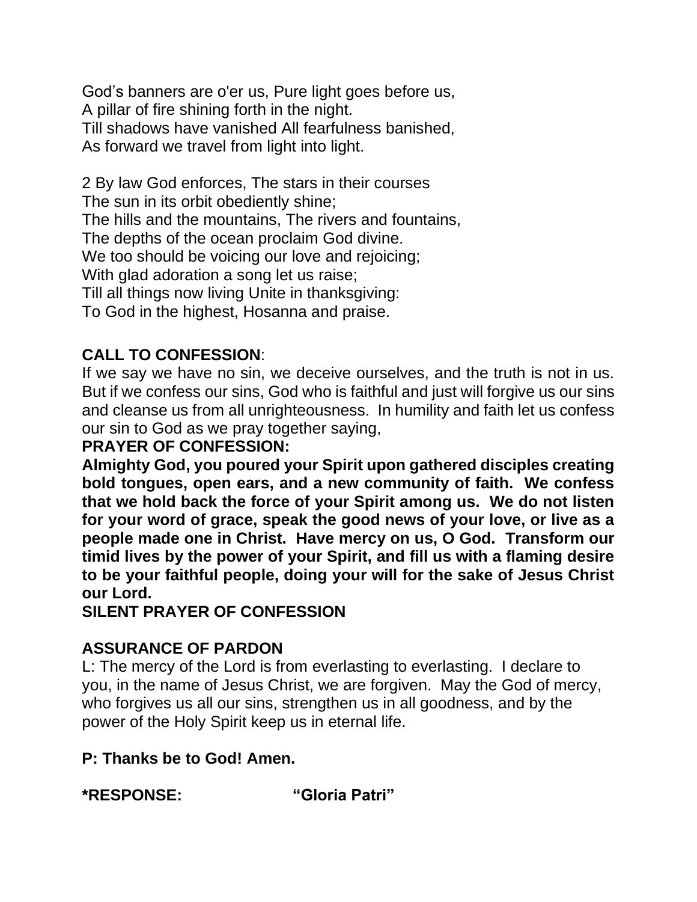God’s banners are o'er us, Pure light goes before us,
A pillar of fire shining forth in the night.
Till shadows have vanished All fearfulness banished,
As forward we travel from light into light.

2 By law God enforces, The stars in their courses
The sun in its orbit obediently shine;
The hills and the mountains, The rivers and fountains,
The depths of the ocean proclaim God divine.
We too should be voicing our love and rejoicing;
With glad adoration a song let us raise;
Till all things now living Unite in thanksgiving:
To God in the highest, Hosanna and praise.

**CALL TO CONFESSION**:
If we say we have no sin, we deceive ourselves, and the truth is not in us. But if we confess our sins, God who is faithful and just will forgive us our sins and cleanse us from all unrighteousness. In humility and faith let us confess our sin to God as we pray together saying,

**PRAYER OF CONFESSION:**
**Almighty God, you poured your Spirit upon gathered disciples creating bold tongues, open ears, and a new community of faith. We confess that we hold back the force of your Spirit among us. We do not listen for your word of grace, speak the good news of your love, or live as a people made one in Christ. Have mercy on us, O God. Transform our timid lives by the power of your Spirit, and fill us with a flaming desire to be your faithful people, doing your will for the sake of Jesus Christ our Lord.**

**SILENT PRAYER OF CONFESSION**

**ASSURANCE OF PARDON**
L: The mercy of the Lord is from everlasting to everlasting. I declare to you, in the name of Jesus Christ, we are forgiven. May the God of mercy, who forgives us all our sins, strengthen us in all goodness, and by the power of the Holy Spirit keep us in eternal life.

**P: Thanks be to God! Amen.**

**\*RESPONSE: “Gloria Patri”**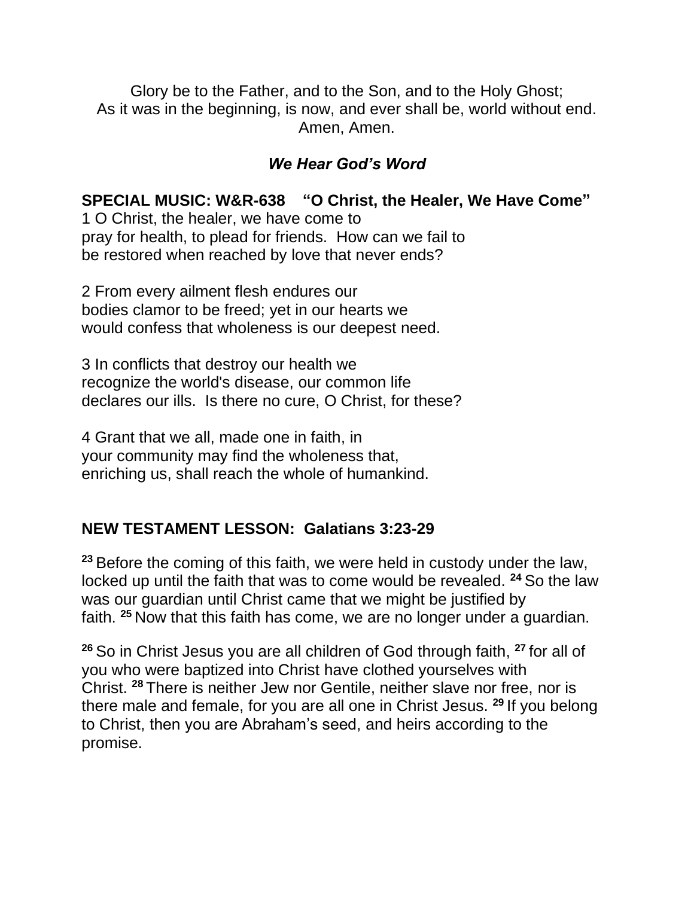Glory be to the Father, and to the Son, and to the Holy Ghost;
As it was in the beginning, is now, and ever shall be, world without end.
Amen, Amen.

### *We Hear God's Word*

**SPECIAL MUSIC: W&R-638 "O Christ, the Healer, We Have Come"**

1 O Christ, the healer, we have come to
pray for health, to plead for friends. How can we fail to
be restored when reached by love that never ends?

2 From every ailment flesh endures our
bodies clamor to be freed; yet in our hearts we
would confess that wholeness is our deepest need.

3 In conflicts that destroy our health we
recognize the world's disease, our common life
declares our ills. Is there no cure, O Christ, for these?

4 Grant that we all, made one in faith, in
your community may find the wholeness that,
enriching us, shall reach the whole of humankind.

**NEW TESTAMENT LESSON: Galatians 3:23-29**

**23** Before the coming of this faith, we were held in custody under the law, locked up until the faith that was to come would be revealed. **24** So the law was our guardian until Christ came that we might be justified by faith. **25** Now that this faith has come, we are no longer under a guardian.

**26** So in Christ Jesus you are all children of God through faith, **27** for all of you who were baptized into Christ have clothed yourselves with Christ. **28** There is neither Jew nor Gentile, neither slave nor free, nor is there male and female, for you are all one in Christ Jesus. **29** If you belong to Christ, then you are Abraham's seed, and heirs according to the promise.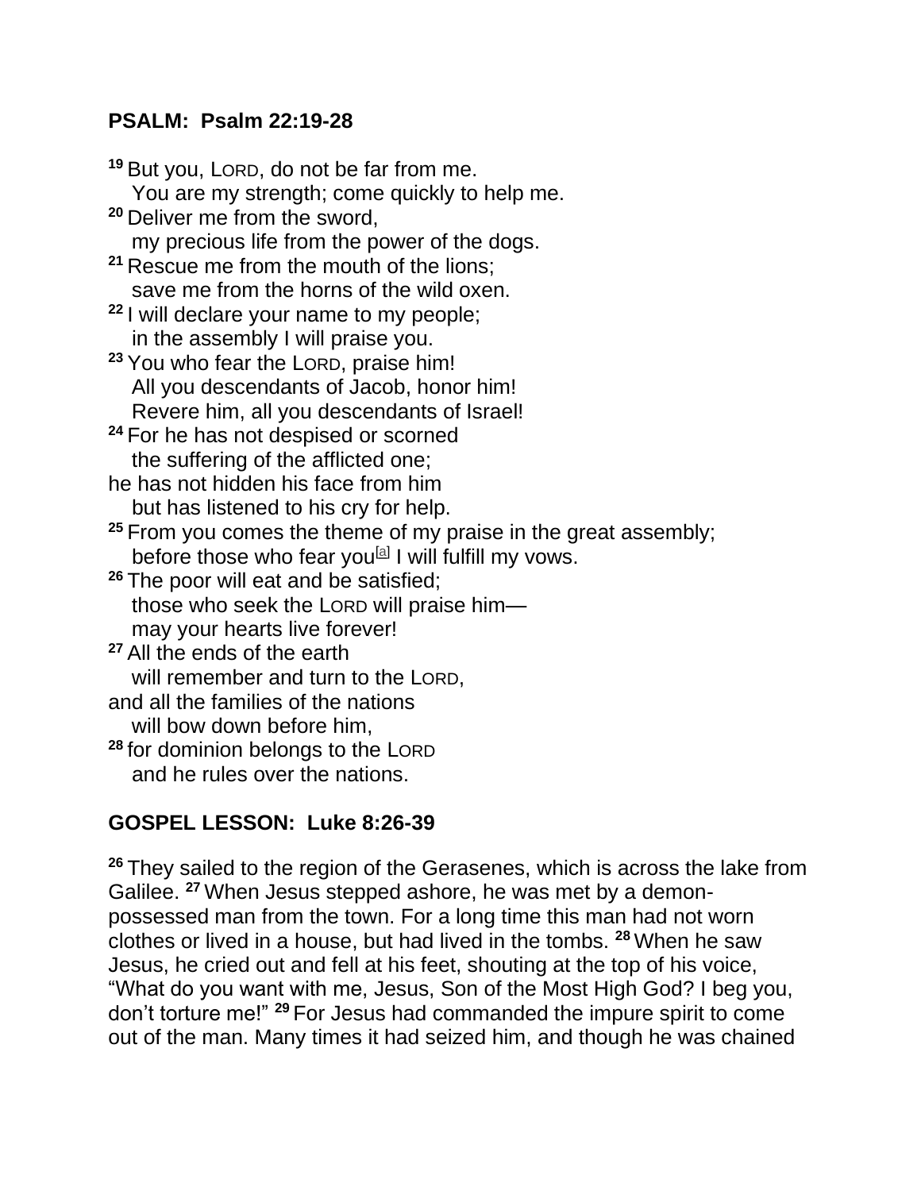**PSALM: Psalm 22:19-28**

19 But you, LORD, do not be far from me.
You are my strength; come quickly to help me.
20 Deliver me from the sword,
my precious life from the power of the dogs.
21 Rescue me from the mouth of the lions;
save me from the horns of the wild oxen.
22 I will declare your name to my people;
in the assembly I will praise you.
23 You who fear the LORD, praise him!
All you descendants of Jacob, honor him!
Revere him, all you descendants of Israel!
24 For he has not despised or scorned
the suffering of the afflicted one;
he has not hidden his face from him
but has listened to his cry for help.
25 From you comes the theme of my praise in the great assembly;
before those who fear you[a] I will fulfill my vows.
26 The poor will eat and be satisfied;
those who seek the LORD will praise him—
may your hearts live forever!
27 All the ends of the earth
will remember and turn to the LORD,
and all the families of the nations
will bow down before him,
28 for dominion belongs to the LORD
and he rules over the nations.

**GOSPEL LESSON: Luke 8:26-39**

26 They sailed to the region of the Gerasenes, which is across the lake from Galilee. 27 When Jesus stepped ashore, he was met by a demon-possessed man from the town. For a long time this man had not worn clothes or lived in a house, but had lived in the tombs. 28 When he saw Jesus, he cried out and fell at his feet, shouting at the top of his voice, "What do you want with me, Jesus, Son of the Most High God? I beg you, don't torture me!" 29 For Jesus had commanded the impure spirit to come out of the man. Many times it had seized him, and though he was chained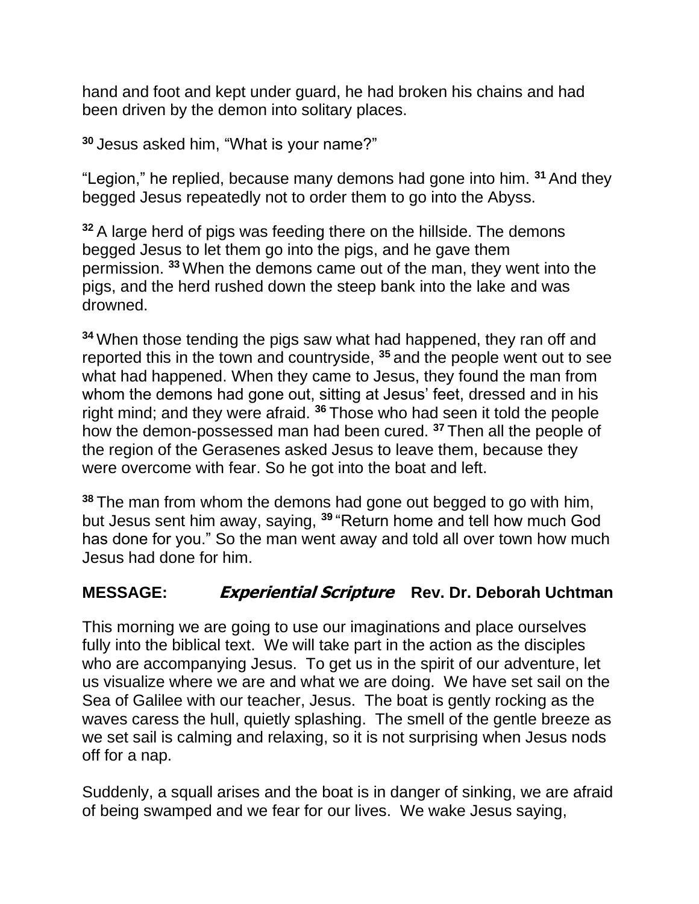hand and foot and kept under guard, he had broken his chains and had been driven by the demon into solitary places.

[30] Jesus asked him, “What is your name?”

“Legion,” he replied, because many demons had gone into him. [31] And they begged Jesus repeatedly not to order them to go into the Abyss.

[32] A large herd of pigs was feeding there on the hillside. The demons begged Jesus to let them go into the pigs, and he gave them permission. [33] When the demons came out of the man, they went into the pigs, and the herd rushed down the steep bank into the lake and was drowned.

[34] When those tending the pigs saw what had happened, they ran off and reported this in the town and countryside, [35] and the people went out to see what had happened. When they came to Jesus, they found the man from whom the demons had gone out, sitting at Jesus’ feet, dressed and in his right mind; and they were afraid. [36] Those who had seen it told the people how the demon-possessed man had been cured. [37] Then all the people of the region of the Gerasenes asked Jesus to leave them, because they were overcome with fear. So he got into the boat and left.

[38] The man from whom the demons had gone out begged to go with him, but Jesus sent him away, saying, [39] “Return home and tell how much God has done for you.” So the man went away and told all over town how much Jesus had done for him.

**MESSAGE:** ***Experiential Scripture*** **Rev. Dr. Deborah Uchtman**

This morning we are going to use our imaginations and place ourselves fully into the biblical text. We will take part in the action as the disciples who are accompanying Jesus. To get us in the spirit of our adventure, let us visualize where we are and what we are doing. We have set sail on the Sea of Galilee with our teacher, Jesus. The boat is gently rocking as the waves caress the hull, quietly splashing. The smell of the gentle breeze as we set sail is calming and relaxing, so it is not surprising when Jesus nods off for a nap.

Suddenly, a squall arises and the boat is in danger of sinking, we are afraid of being swamped and we fear for our lives. We wake Jesus saying,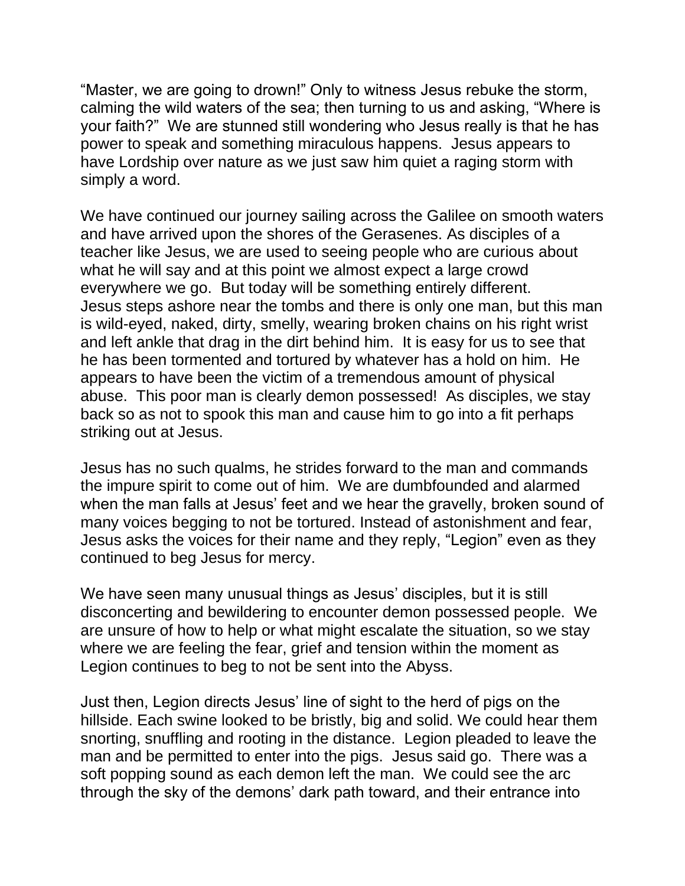"Master, we are going to drown!" Only to witness Jesus rebuke the storm, calming the wild waters of the sea; then turning to us and asking, "Where is your faith?" We are stunned still wondering who Jesus really is that he has power to speak and something miraculous happens. Jesus appears to have Lordship over nature as we just saw him quiet a raging storm with simply a word.

We have continued our journey sailing across the Galilee on smooth waters and have arrived upon the shores of the Gerasenes. As disciples of a teacher like Jesus, we are used to seeing people who are curious about what he will say and at this point we almost expect a large crowd everywhere we go. But today will be something entirely different. Jesus steps ashore near the tombs and there is only one man, but this man is wild-eyed, naked, dirty, smelly, wearing broken chains on his right wrist and left ankle that drag in the dirt behind him. It is easy for us to see that he has been tormented and tortured by whatever has a hold on him. He appears to have been the victim of a tremendous amount of physical abuse. This poor man is clearly demon possessed! As disciples, we stay back so as not to spook this man and cause him to go into a fit perhaps striking out at Jesus.

Jesus has no such qualms, he strides forward to the man and commands the impure spirit to come out of him. We are dumbfounded and alarmed when the man falls at Jesus' feet and we hear the gravelly, broken sound of many voices begging to not be tortured. Instead of astonishment and fear, Jesus asks the voices for their name and they reply, "Legion" even as they continued to beg Jesus for mercy.

We have seen many unusual things as Jesus' disciples, but it is still disconcerting and bewildering to encounter demon possessed people. We are unsure of how to help or what might escalate the situation, so we stay where we are feeling the fear, grief and tension within the moment as Legion continues to beg to not be sent into the Abyss.

Just then, Legion directs Jesus' line of sight to the herd of pigs on the hillside. Each swine looked to be bristly, big and solid. We could hear them snorting, snuffling and rooting in the distance. Legion pleaded to leave the man and be permitted to enter into the pigs. Jesus said go. There was a soft popping sound as each demon left the man. We could see the arc through the sky of the demons' dark path toward, and their entrance into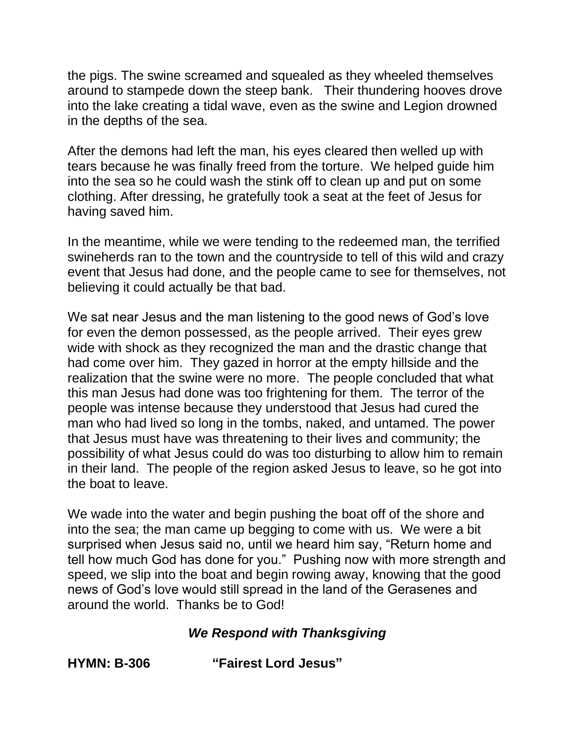the pigs. The swine screamed and squealed as they wheeled themselves around to stampede down the steep bank. Their thundering hooves drove into the lake creating a tidal wave, even as the swine and Legion drowned in the depths of the sea.

After the demons had left the man, his eyes cleared then welled up with tears because he was finally freed from the torture. We helped guide him into the sea so he could wash the stink off to clean up and put on some clothing. After dressing, he gratefully took a seat at the feet of Jesus for having saved him.

In the meantime, while we were tending to the redeemed man, the terrified swineherds ran to the town and the countryside to tell of this wild and crazy event that Jesus had done, and the people came to see for themselves, not believing it could actually be that bad.

We sat near Jesus and the man listening to the good news of God's love for even the demon possessed, as the people arrived. Their eyes grew wide with shock as they recognized the man and the drastic change that had come over him. They gazed in horror at the empty hillside and the realization that the swine were no more. The people concluded that what this man Jesus had done was too frightening for them. The terror of the people was intense because they understood that Jesus had cured the man who had lived so long in the tombs, naked, and untamed. The power that Jesus must have was threatening to their lives and community; the possibility of what Jesus could do was too disturbing to allow him to remain in their land. The people of the region asked Jesus to leave, so he got into the boat to leave.

We wade into the water and begin pushing the boat off of the shore and into the sea; the man came up begging to come with us. We were a bit surprised when Jesus said no, until we heard him say, "Return home and tell how much God has done for you." Pushing now with more strength and speed, we slip into the boat and begin rowing away, knowing that the good news of God's love would still spread in the land of the Gerasenes and around the world. Thanks be to God!

***We Respond with Thanksgiving***

**HYMN: B-306 "Fairest Lord Jesus"**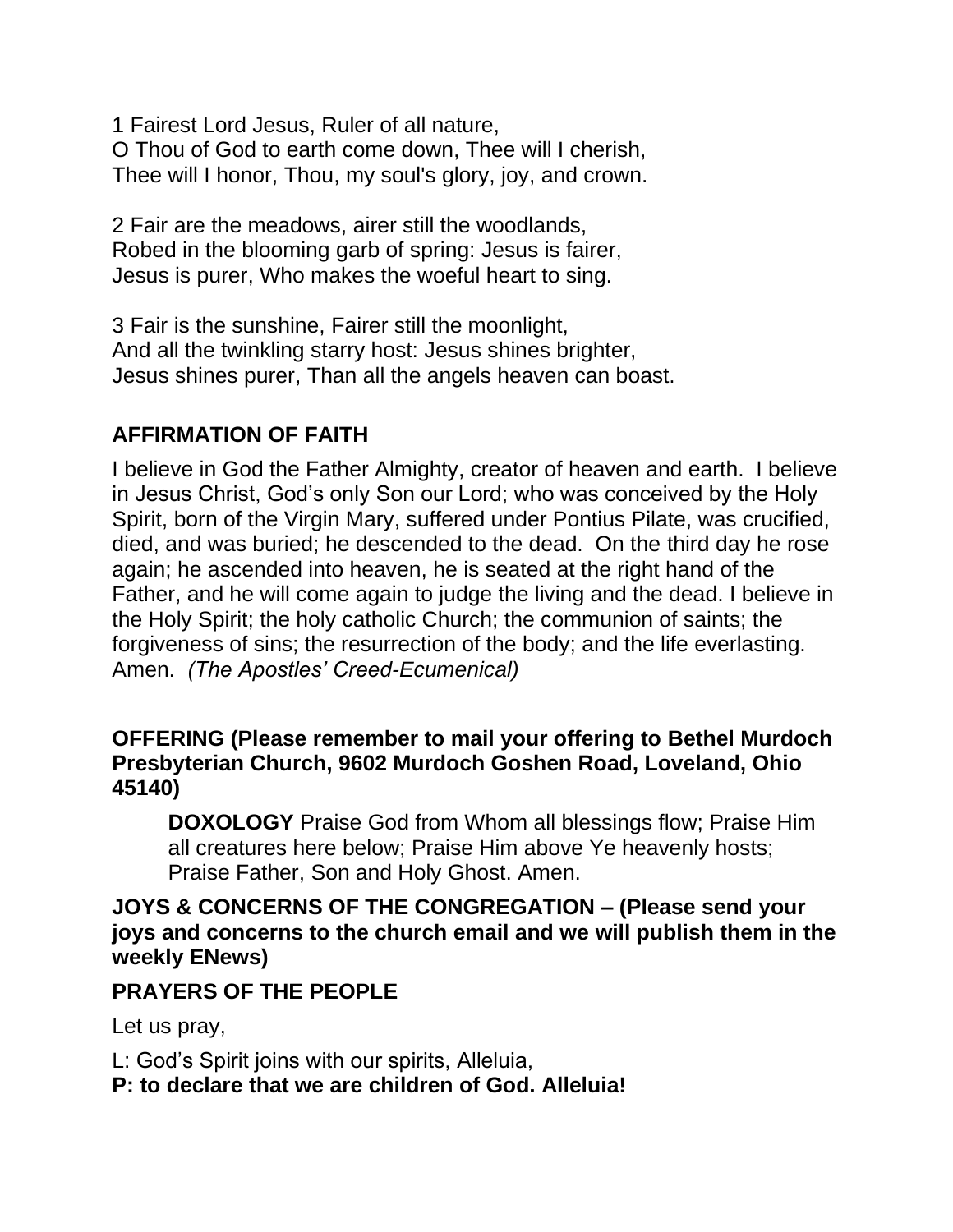1 Fairest Lord Jesus, Ruler of all nature,
O Thou of God to earth come down, Thee will I cherish,
Thee will I honor, Thou, my soul's glory, joy, and crown.

2 Fair are the meadows, airer still the woodlands,
Robed in the blooming garb of spring: Jesus is fairer,
Jesus is purer, Who makes the woeful heart to sing.

3 Fair is the sunshine, Fairer still the moonlight,
And all the twinkling starry host: Jesus shines brighter,
Jesus shines purer, Than all the angels heaven can boast.

**AFFIRMATION OF FAITH**

I believe in God the Father Almighty, creator of heaven and earth. I believe in Jesus Christ, God's only Son our Lord; who was conceived by the Holy Spirit, born of the Virgin Mary, suffered under Pontius Pilate, was crucified, died, and was buried; he descended to the dead. On the third day he rose again; he ascended into heaven, he is seated at the right hand of the Father, and he will come again to judge the living and the dead. I believe in the Holy Spirit; the holy catholic Church; the communion of saints; the forgiveness of sins; the resurrection of the body; and the life everlasting. Amen. *(The Apostles' Creed-Ecumenical)*

**OFFERING (Please remember to mail your offering to Bethel Murdoch Presbyterian Church, 9602 Murdoch Goshen Road, Loveland, Ohio 45140)**

> **DOXOLOGY** Praise God from Whom all blessings flow; Praise Him all creatures here below; Praise Him above Ye heavenly hosts; Praise Father, Son and Holy Ghost. Amen.

**JOYS & CONCERNS OF THE CONGREGATION – (Please send your joys and concerns to the church email and we will publish them in the weekly ENews)**

**PRAYERS OF THE PEOPLE**

Let us pray,

L: God's Spirit joins with our spirits, Alleluia,
**P: to declare that we are children of God. Alleluia!**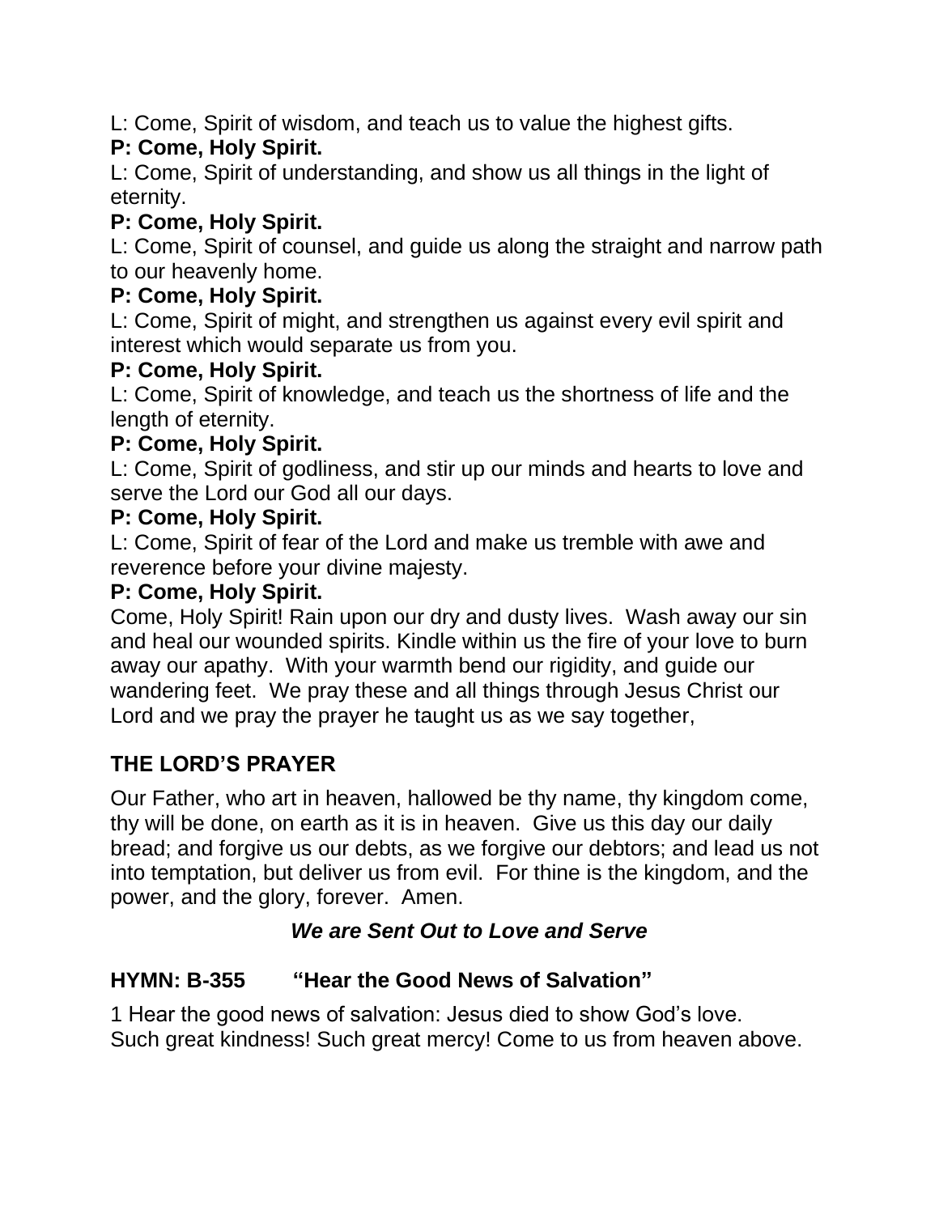L: Come, Spirit of wisdom, and teach us to value the highest gifts.

**P: Come, Holy Spirit.**

L: Come, Spirit of understanding, and show us all things in the light of eternity.

**P: Come, Holy Spirit.**

L: Come, Spirit of counsel, and guide us along the straight and narrow path to our heavenly home.

**P: Come, Holy Spirit.**

L: Come, Spirit of might, and strengthen us against every evil spirit and interest which would separate us from you.

**P: Come, Holy Spirit.**

L: Come, Spirit of knowledge, and teach us the shortness of life and the length of eternity.

**P: Come, Holy Spirit.**

L: Come, Spirit of godliness, and stir up our minds and hearts to love and serve the Lord our God all our days.

**P: Come, Holy Spirit.**

L: Come, Spirit of fear of the Lord and make us tremble with awe and reverence before your divine majesty.

**P: Come, Holy Spirit.**

Come, Holy Spirit! Rain upon our dry and dusty lives. Wash away our sin and heal our wounded spirits. Kindle within us the fire of your love to burn away our apathy. With your warmth bend our rigidity, and guide our wandering feet. We pray these and all things through Jesus Christ our Lord and we pray the prayer he taught us as we say together,

## THE LORD'S PRAYER

Our Father, who art in heaven, hallowed be thy name, thy kingdom come, thy will be done, on earth as it is in heaven. Give us this day our daily bread; and forgive us our debts, as we forgive our debtors; and lead us not into temptation, but deliver us from evil. For thine is the kingdom, and the power, and the glory, forever. Amen.

***We are Sent Out to Love and Serve***

## HYMN: B-355 "Hear the Good News of Salvation"

1 Hear the good news of salvation: Jesus died to show God's love.
Such great kindness! Such great mercy! Come to us from heaven above.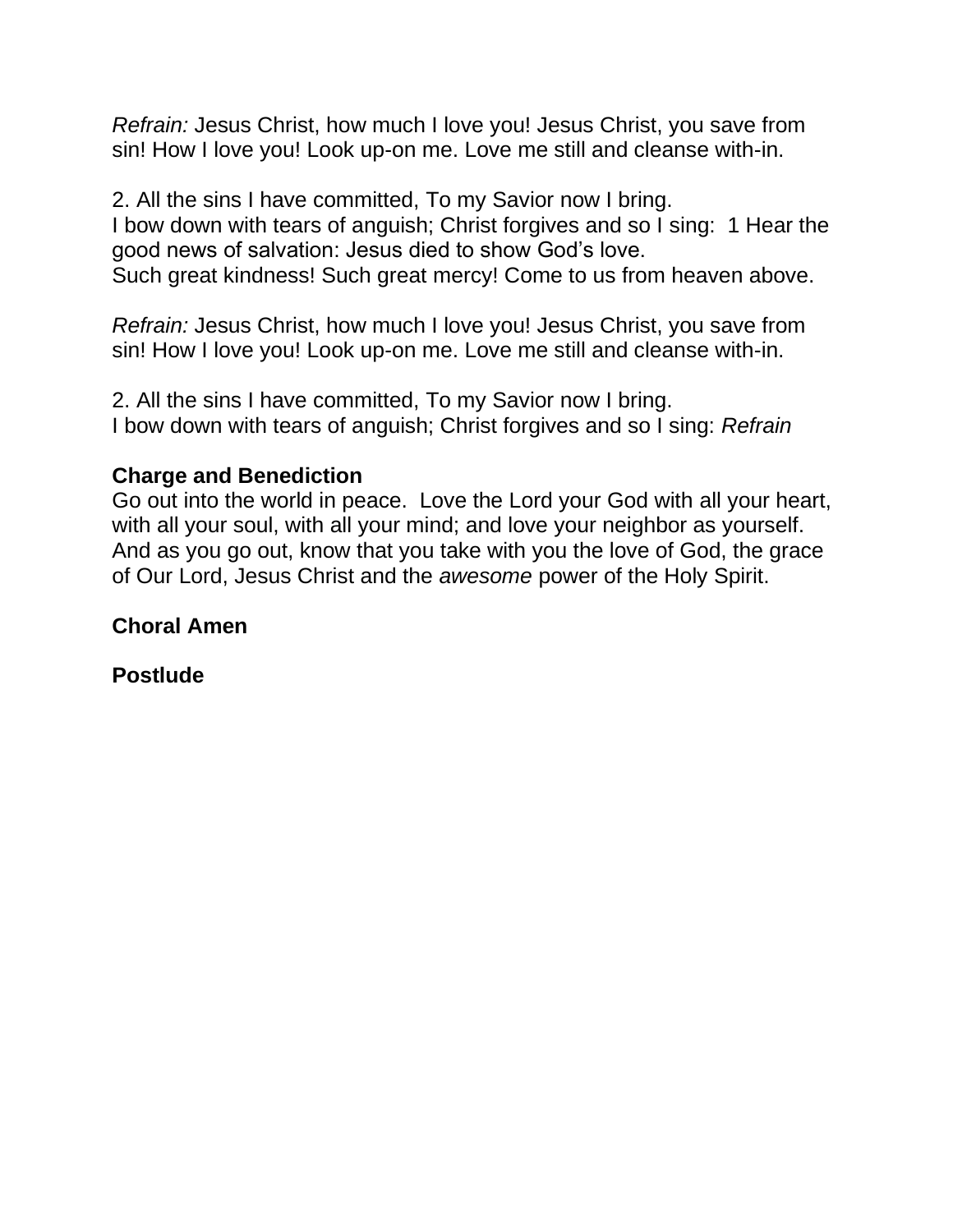*Refrain:* Jesus Christ, how much I love you! Jesus Christ, you save from sin! How I love you! Look up-on me. Love me still and cleanse with-in.

2. All the sins I have committed, To my Savior now I bring.
I bow down with tears of anguish; Christ forgives and so I sing: 1 Hear the good news of salvation: Jesus died to show God's love.
Such great kindness! Such great mercy! Come to us from heaven above.

*Refrain:* Jesus Christ, how much I love you! Jesus Christ, you save from sin! How I love you! Look up-on me. Love me still and cleanse with-in.

2. All the sins I have committed, To my Savior now I bring.
I bow down with tears of anguish; Christ forgives and so I sing: *Refrain*

**Charge and Benediction**
Go out into the world in peace. Love the Lord your God with all your heart, with all your soul, with all your mind; and love your neighbor as yourself. And as you go out, know that you take with you the love of God, the grace of Our Lord, Jesus Christ and the *awesome* power of the Holy Spirit.

**Choral Amen**

**Postlude**